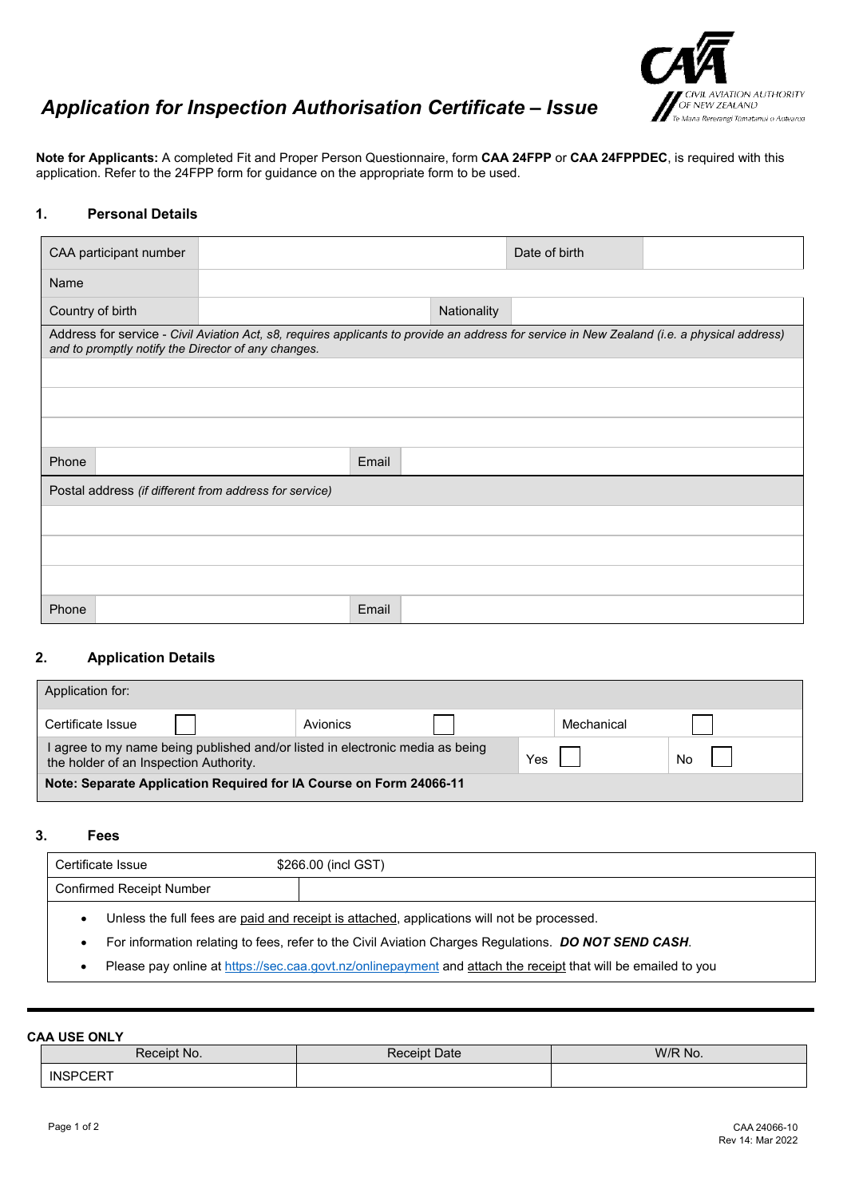# Application for Inspection Authorisation Certificate – Issue

**Note for Applicants:** A completed Fit and Proper Person Questionnaire, form **CAA 24FPP** or **CAA 24FPPDEC**, is required with this application. Refer to the 24FPP form for guidance on the appropriate form to be used.

## 1. Personal Details

| CAA participant number | | Date of birth | |
|---|---|---|---|
| Name | | | |
| Country of birth | | Nationality | |

Address for service - *Civil Aviation Act, s8, requires applicants to provide an address for service in New Zealand (i.e. a physical address) and to promptly notify the Director of any changes.*

| | | | |
|---|---|---|---|
| | | | |
| | | | |
| | | | |
| Phone | | Email | |

Postal address *(if different from address for service)*

| | | | |
|---|---|---|---|
| | | | |
| | | | |
| | | | |
| Phone | | Email | |

## 2. Application Details

| Application for: | | | | | |
|---|---|---|---|---|---|
| Certificate Issue | ☐ | Avionics | ☐ | Mechanical | ☐ |
| I agree to my name being published and/or listed in electronic media as being the holder of an Inspection Authority. | | Yes | ☐ | No | ☐ |

**Note: Separate Application Required for IA Course on Form 24066-11**

## 3. Fees

| Certificate Issue | $266.00 (incl GST) |
|---|---|
| Confirmed Receipt Number | |

- Unless the full fees are paid and receipt is attached, applications will not be processed.
- For information relating to fees, refer to the Civil Aviation Charges Regulations. ***DO NOT SEND CASH***.
- Please pay online at https://sec.caa.govt.nz/onlinepayment and attach the receipt that will be emailed to you

**CAA USE ONLY**

| Receipt No. | Receipt Date | W/R No. |
|---|---|---|
| INSPCERT | | |

CAA 24066-10
Rev 14: Mar 2022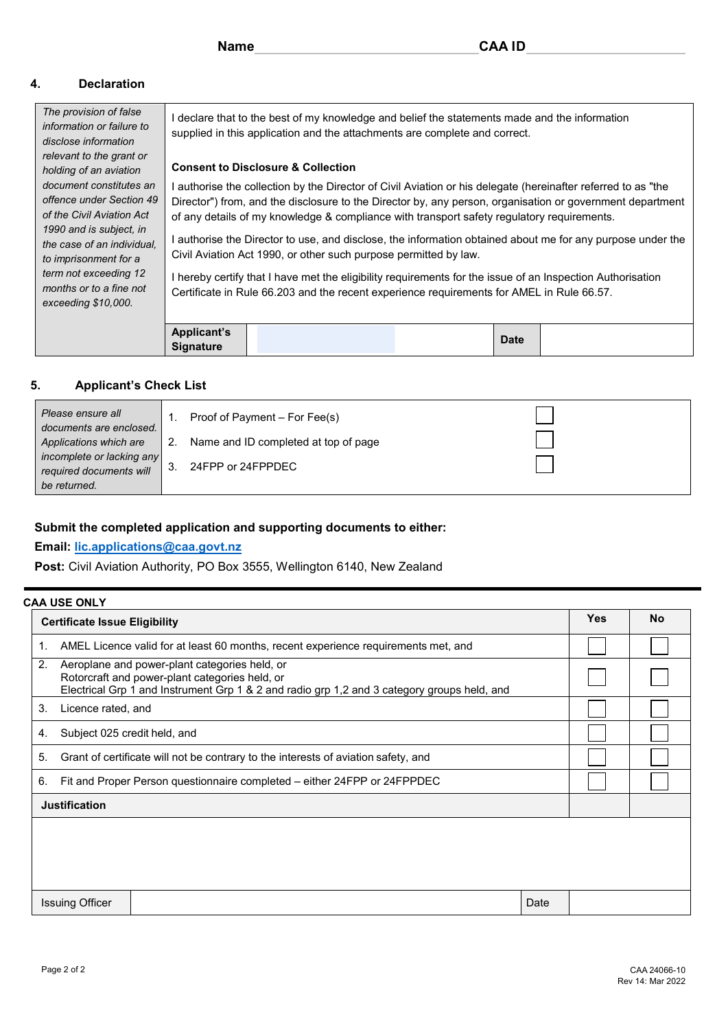Name ______________________ CAA ID ______________________

## 4. Declaration

| | |
|---|---|
| *The provision of false information or failure to disclose information relevant to the grant or holding of an aviation document constitutes an offence under Section 49 of the Civil Aviation Act 1990 and is subject, in the case of an individual, to imprisonment for a term not exceeding 12 months or to a fine not exceeding $10,000.* | I declare that to the best of my knowledge and belief the statements made and the information supplied in this application and the attachments are complete and correct.<br><br>**Consent to Disclosure & Collection**<br><br>I authorise the collection by the Director of Civil Aviation or his delegate (hereinafter referred to as "the Director") from, and the disclosure to the Director by, any person, organisation or government department of any details of my knowledge & compliance with transport safety regulatory requirements.<br><br>I authorise the Director to use, and disclose, the information obtained about me for any purpose under the Civil Aviation Act 1990, or other such purpose permitted by law.<br><br>I hereby certify that I have met the eligibility requirements for the issue of an Inspection Authorisation Certificate in Rule 66.203 and the recent experience requirements for AMEL in Rule 66.57. |

| **Applicant's Signature** | | **Date** | |
|---|---|---|---|

## 5. Applicant's Check List

| | | |
|---|---|---|
| *Please ensure all documents are enclosed. Applications which are incomplete or lacking any required documents will be returned.* | 1. Proof of Payment – For Fee(s) | ☐ |
| | 2. Name and ID completed at top of page | ☐ |
| | 3. 24FPP or 24FPPDEC | ☐ |

**Submit the completed application and supporting documents to either:**

**Email:** lic.applications@caa.govt.nz

**Post:** Civil Aviation Authority, PO Box 3555, Wellington 6140, New Zealand

---

**CAA USE ONLY**

| **Certificate Issue Eligibility** | **Yes** | **No** |
|---|---|---|
| 1. AMEL Licence valid for at least 60 months, recent experience requirements met, and | ☐ | ☐ |
| 2. Aeroplane and power-plant categories held, or<br>Rotorcraft and power-plant categories held, or<br>Electrical Grp 1 and Instrument Grp 1 & 2 and radio grp 1,2 and 3 category groups held, and | ☐ | ☐ |
| 3. Licence rated, and | ☐ | ☐ |
| 4. Subject 025 credit held, and | ☐ | ☐ |
| 5. Grant of certificate will not be contrary to the interests of aviation safety, and | ☐ | ☐ |
| 6. Fit and Proper Person questionnaire completed – either 24FPP or 24FPPDEC | ☐ | ☐ |
| **Justification** | | |
| | | |

| Issuing Officer | | Date | |
|---|---|---|---|

CAA 24066-10
Rev 14: Mar 2022